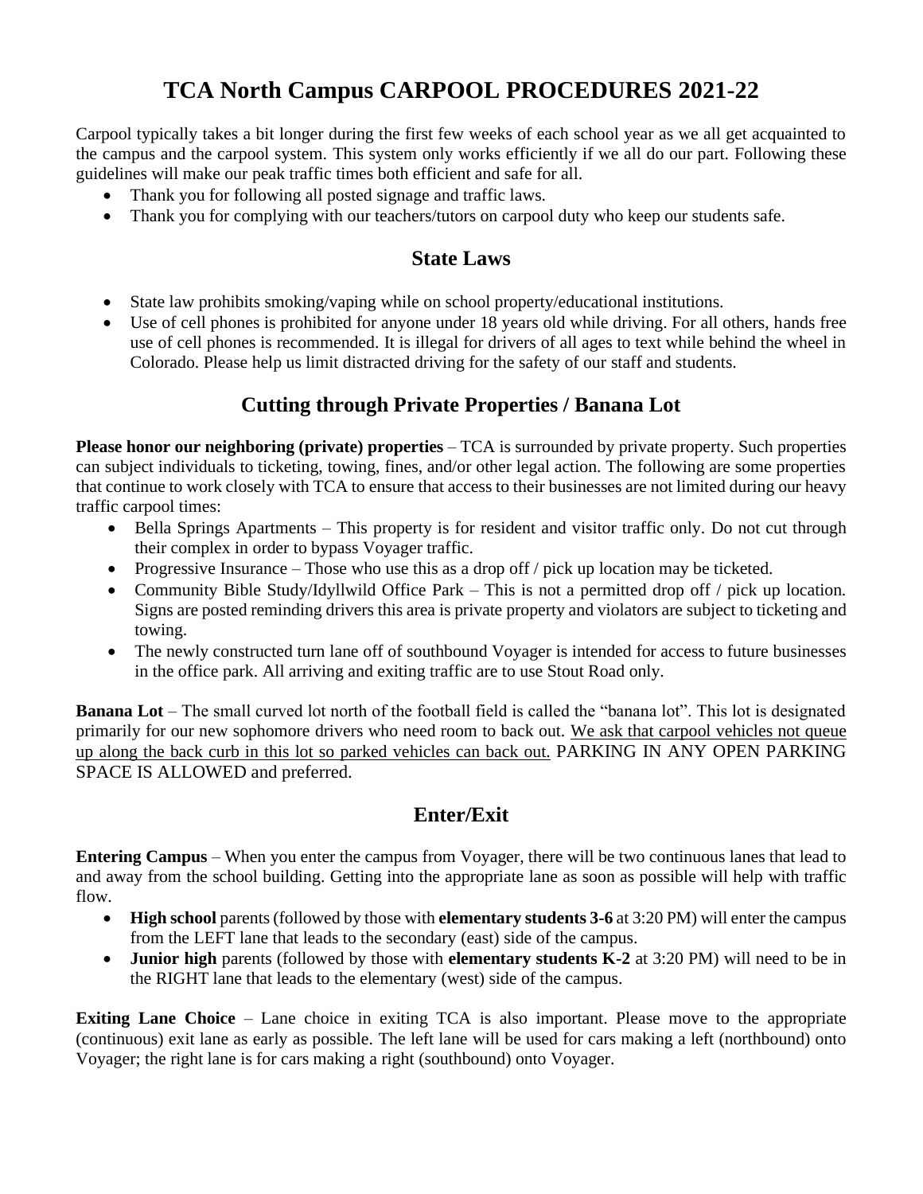# TCA North Campus CARPOOL PROCEDURES 2021-22

Carpool typically takes a bit longer during the first few weeks of each school year as we all get acquainted to the campus and the carpool system. This system only works efficiently if we all do our part. Following these guidelines will make our peak traffic times both efficient and safe for all.

- Thank you for following all posted signage and traffic laws.
- Thank you for complying with our teachers/tutors on carpool duty who keep our students safe.

## State Laws

- State law prohibits smoking/vaping while on school property/educational institutions.
- Use of cell phones is prohibited for anyone under 18 years old while driving. For all others, hands free use of cell phones is recommended. It is illegal for drivers of all ages to text while behind the wheel in Colorado. Please help us limit distracted driving for the safety of our staff and students.

## Cutting through Private Properties / Banana Lot

**Please honor our neighboring (private) properties** – TCA is surrounded by private property. Such properties can subject individuals to ticketing, towing, fines, and/or other legal action. The following are some properties that continue to work closely with TCA to ensure that access to their businesses are not limited during our heavy traffic carpool times:

- Bella Springs Apartments – This property is for resident and visitor traffic only. Do not cut through their complex in order to bypass Voyager traffic.
- Progressive Insurance – Those who use this as a drop off / pick up location may be ticketed.
- Community Bible Study/Idyllwild Office Park – This is not a permitted drop off / pick up location. Signs are posted reminding drivers this area is private property and violators are subject to ticketing and towing.
- The newly constructed turn lane off of southbound Voyager is intended for access to future businesses in the office park. All arriving and exiting traffic are to use Stout Road only.

**Banana Lot** – The small curved lot north of the football field is called the "banana lot". This lot is designated primarily for our new sophomore drivers who need room to back out. <u>We ask that carpool vehicles not queue up along the back curb in this lot so parked vehicles can back out.</u> PARKING IN ANY OPEN PARKING SPACE IS ALLOWED and preferred.

## Enter/Exit

**Entering Campus** – When you enter the campus from Voyager, there will be two continuous lanes that lead to and away from the school building. Getting into the appropriate lane as soon as possible will help with traffic flow.

- **High school** parents (followed by those with **elementary students 3-6** at 3:20 PM) will enter the campus from the LEFT lane that leads to the secondary (east) side of the campus.
- **Junior high** parents (followed by those with **elementary students K-2** at 3:20 PM) will need to be in the RIGHT lane that leads to the elementary (west) side of the campus.

**Exiting Lane Choice** – Lane choice in exiting TCA is also important. Please move to the appropriate (continuous) exit lane as early as possible. The left lane will be used for cars making a left (northbound) onto Voyager; the right lane is for cars making a right (southbound) onto Voyager.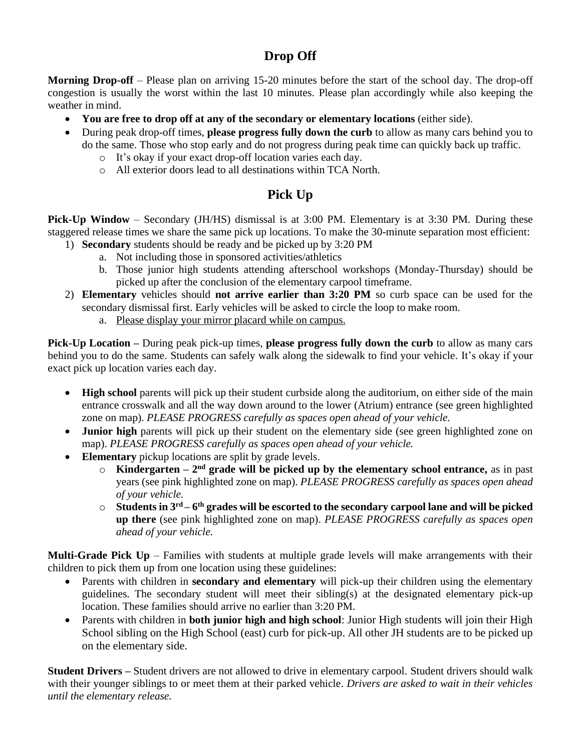## Drop Off

**Morning Drop-off** – Please plan on arriving 15-20 minutes before the start of the school day. The drop-off congestion is usually the worst within the last 10 minutes. Please plan accordingly while also keeping the weather in mind.

- **You are free to drop off at any of the secondary or elementary locations** (either side).
- During peak drop-off times, **please progress fully down the curb** to allow as many cars behind you to do the same. Those who stop early and do not progress during peak time can quickly back up traffic.
  - It's okay if your exact drop-off location varies each day.
  - All exterior doors lead to all destinations within TCA North.

## Pick Up

**Pick-Up Window** – Secondary (JH/HS) dismissal is at 3:00 PM. Elementary is at 3:30 PM. During these staggered release times we share the same pick up locations. To make the 30-minute separation most efficient:

1) **Secondary** students should be ready and be picked up by 3:20 PM
   a. Not including those in sponsored activities/athletics
   b. Those junior high students attending afterschool workshops (Monday-Thursday) should be picked up after the conclusion of the elementary carpool timeframe.
2) **Elementary** vehicles should **not arrive earlier than 3:20 PM** so curb space can be used for the secondary dismissal first. Early vehicles will be asked to circle the loop to make room.
   a. Please display your mirror placard while on campus.

**Pick-Up Location –** During peak pick-up times, **please progress fully down the curb** to allow as many cars behind you to do the same. Students can safely walk along the sidewalk to find your vehicle. It's okay if your exact pick up location varies each day.

- **High school** parents will pick up their student curbside along the auditorium, on either side of the main entrance crosswalk and all the way down around to the lower (Atrium) entrance (see green highlighted zone on map). *PLEASE PROGRESS carefully as spaces open ahead of your vehicle.*
- **Junior high** parents will pick up their student on the elementary side (see green highlighted zone on map). *PLEASE PROGRESS carefully as spaces open ahead of your vehicle.*
- **Elementary** pickup locations are split by grade levels.
  - **Kindergarten – 2nd grade will be picked up by the elementary school entrance,** as in past years (see pink highlighted zone on map). *PLEASE PROGRESS carefully as spaces open ahead of your vehicle.*
  - **Students in 3rd – 6th grades will be escorted to the secondary carpool lane and will be picked up there** (see pink highlighted zone on map). *PLEASE PROGRESS carefully as spaces open ahead of your vehicle.*

**Multi-Grade Pick Up** – Families with students at multiple grade levels will make arrangements with their children to pick them up from one location using these guidelines:

- Parents with children in **secondary and elementary** will pick-up their children using the elementary guidelines. The secondary student will meet their sibling(s) at the designated elementary pick-up location. These families should arrive no earlier than 3:20 PM.
- Parents with children in **both junior high and high school**: Junior High students will join their High School sibling on the High School (east) curb for pick-up. All other JH students are to be picked up on the elementary side.

**Student Drivers –** Student drivers are not allowed to drive in elementary carpool. Student drivers should walk with their younger siblings to or meet them at their parked vehicle. *Drivers are asked to wait in their vehicles until the elementary release.*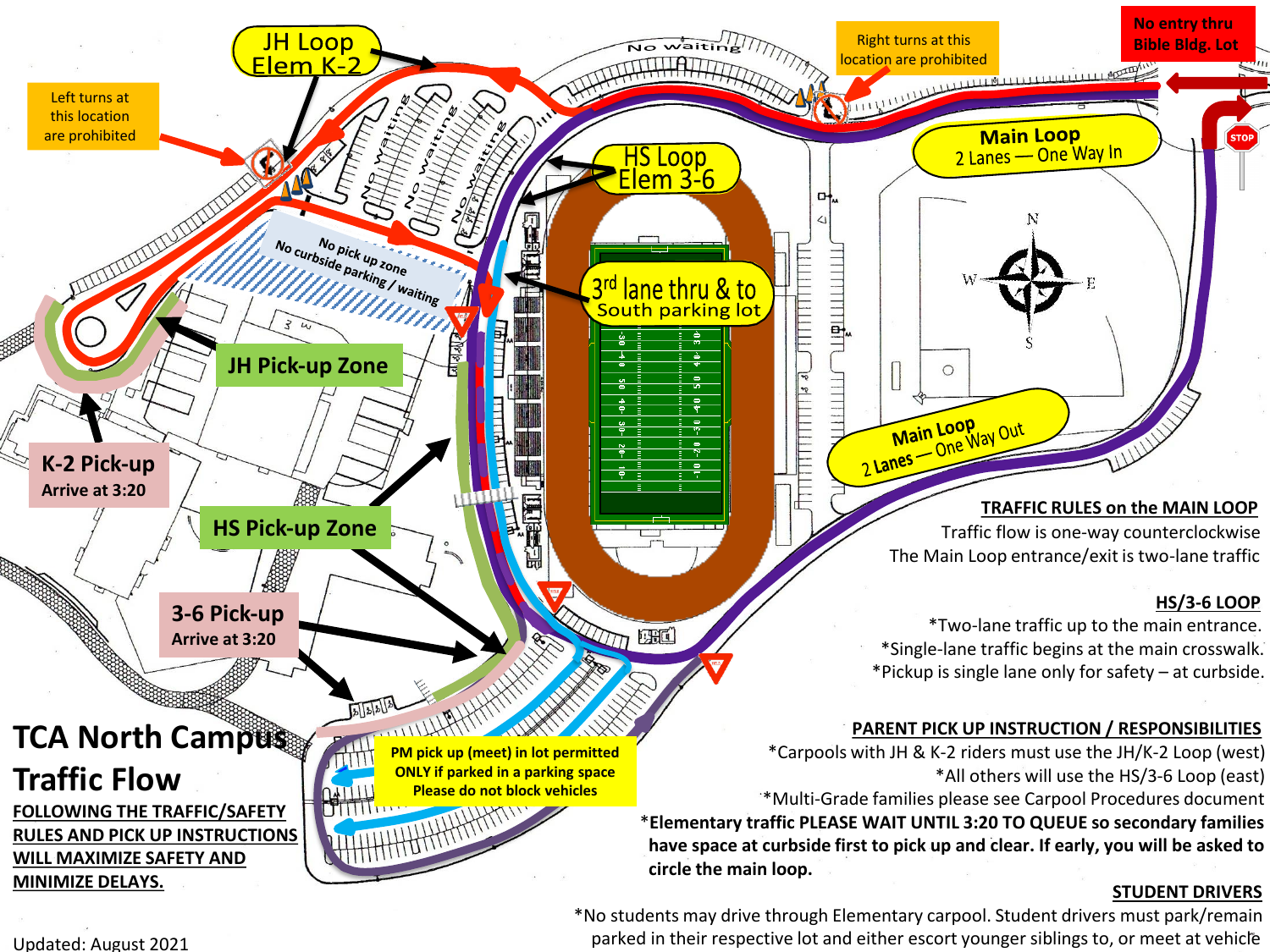# TCA North Campus Traffic Flow

**FOLLOWING THE TRAFFIC/SAFETY RULES AND PICK UP INSTRUCTIONS WILL MAXIMIZE SAFETY AND MINIMIZE DELAYS.**

Updated: August 2021

JH Loop Elem K-2

Left turns at this location are prohibited

No waiting

Right turns at this location are prohibited

No entry thru Bible Bldg. Lot

Main Loop 2 Lanes — One Way In

HS Loop Elem 3-6

No pick up zone No curbside parking / waiting

3rd lane thru & to South parking lot

JH Pick-up Zone

K-2 Pick-up Arrive at 3:20

HS Pick-up Zone

3-6 Pick-up Arrive at 3:20

Main Loop 2 Lanes — One Way Out

PM pick up (meet) in lot permitted ONLY if parked in a parking space Please do not block vehicles

## TRAFFIC RULES on the MAIN LOOP

Traffic flow is one-way counterclockwise

The Main Loop entrance/exit is two-lane traffic

## HS/3-6 LOOP

*Two-lane traffic up to the main entrance.

*Single-lane traffic begins at the main crosswalk.

*Pickup is single lane only for safety – at curbside.

## PARENT PICK UP INSTRUCTION / RESPONSIBILITIES

*Carpools with JH & K-2 riders must use the JH/K-2 Loop (west)

*All others will use the HS/3-6 Loop (east)

*Multi-Grade families please see Carpool Procedures document

***Elementary traffic PLEASE WAIT UNTIL 3:20 TO QUEUE so secondary families have space at curbside first to pick up and clear. If early, you will be asked to circle the main loop.**

## STUDENT DRIVERS

*No students may drive through Elementary carpool. Student drivers must park/remain parked in their respective lot and either escort younger siblings to, or meet at vehicle